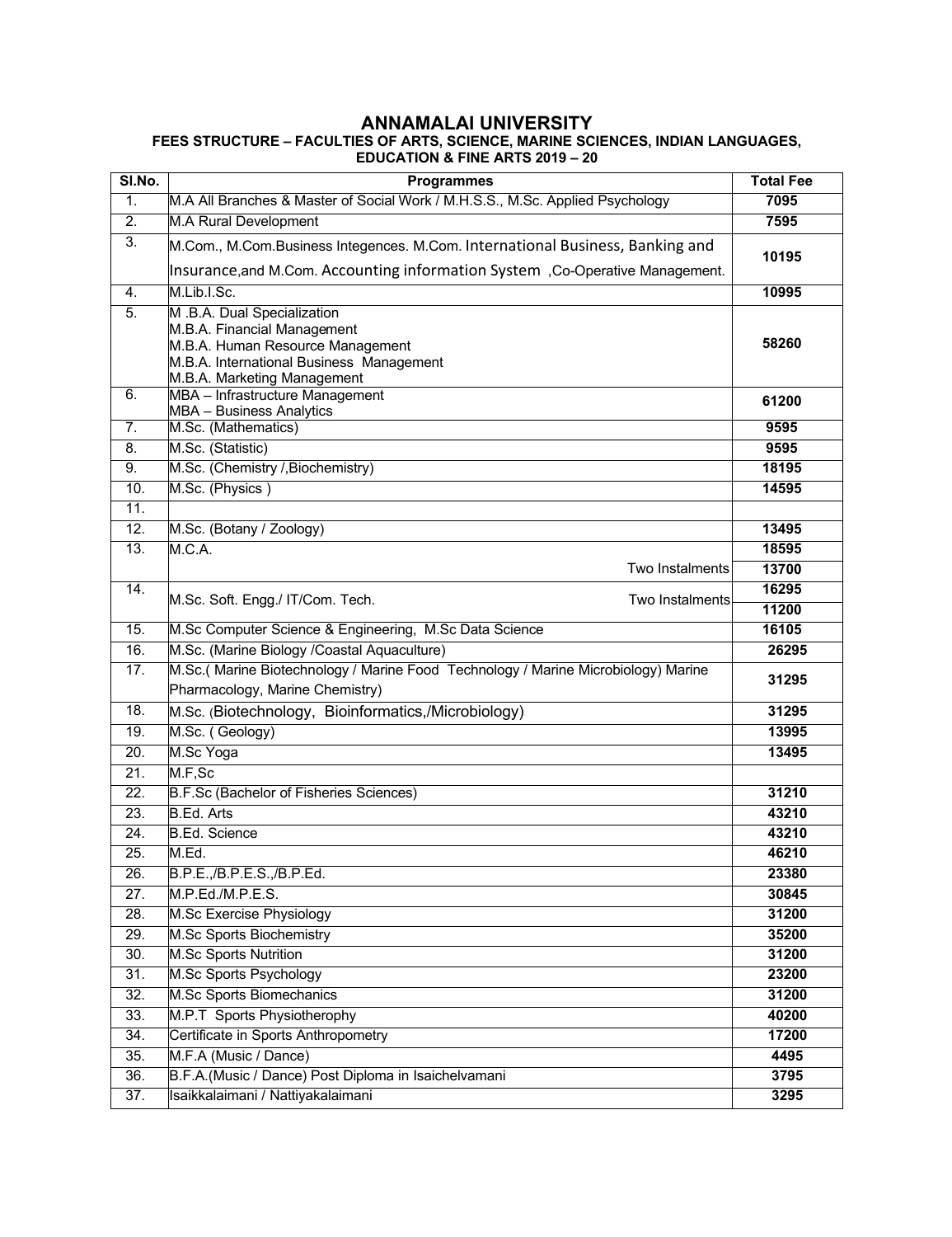# ANNAMALAI UNIVERSITY

### FEES STRUCTURE – FACULTIES OF ARTS, SCIENCE, MARINE SCIENCES, INDIAN LANGUAGES, EDUCATION & FINE ARTS 2019 – 20

| Sl.No. | Programmes | Total Fee |
|---|---|---|
| 1. | M.A All Branches & Master of Social Work / M.H.S.S., M.Sc. Applied Psychology | 7095 |
| 2. | M.A Rural Development | 7595 |
| 3. | M.Com., M.Com.Business Integences. M.Com. International Business, Banking and Insurance,and M.Com. Accounting information System ,Co-Operative Management. | 10195 |
| 4. | M.Lib.I.Sc. | 10995 |
| 5. | M .B.A. Dual Specialization<br>M.B.A. Financial Management<br>M.B.A. Human Resource Management<br>M.B.A. International Business Management<br>M.B.A. Marketing Management | 58260 |
| 6. | MBA – Infrastructure Management<br>MBA – Business Analytics | 61200 |
| 7. | M.Sc. (Mathematics) | 9595 |
| 8. | M.Sc. (Statistic) | 9595 |
| 9. | M.Sc. (Chemistry /,Biochemistry) | 18195 |
| 10. | M.Sc. (Physics ) | 14595 |
| 11. | | |
| 12. | M.Sc. (Botany / Zoology) | 13495 |
| 13. | M.C.A. | 18595 |
| | Two Instalments | 13700 |
| 14. | M.Sc. Soft. Engg./ IT/Com. Tech. Two Instalments | 16295 |
| | | 11200 |
| 15. | M.Sc Computer Science & Engineering, M.Sc Data Science | 16105 |
| 16. | M.Sc. (Marine Biology /Coastal Aquaculture) | 26295 |
| 17. | M.Sc.( Marine Biotechnology / Marine Food Technology / Marine Microbiology) Marine Pharmacology, Marine Chemistry) | 31295 |
| 18. | M.Sc. (Biotechnology, Bioinformatics,/Microbiology) | 31295 |
| 19. | M.Sc. ( Geology) | 13995 |
| 20. | M.Sc Yoga | 13495 |
| 21. | M.F,Sc | |
| 22. | B.F.Sc (Bachelor of Fisheries Sciences) | 31210 |
| 23. | B.Ed. Arts | 43210 |
| 24. | B.Ed. Science | 43210 |
| 25. | M.Ed. | 46210 |
| 26. | B.P.E.,/B.P.E.S.,/B.P.Ed. | 23380 |
| 27. | M.P.Ed./M.P.E.S. | 30845 |
| 28. | M.Sc Exercise Physiology | 31200 |
| 29. | M.Sc Sports Biochemistry | 35200 |
| 30. | M.Sc Sports Nutrition | 31200 |
| 31. | M.Sc Sports Psychology | 23200 |
| 32. | M.Sc Sports Biomechanics | 31200 |
| 33. | M.P.T Sports Physiotherophy | 40200 |
| 34. | Certificate in Sports Anthropometry | 17200 |
| 35. | M.F.A (Music / Dance) | 4495 |
| 36. | B.F.A.(Music / Dance) Post Diploma in Isaichelvamani | 3795 |
| 37. | Isaikkalaimani / Nattiyakalaimani | 3295 |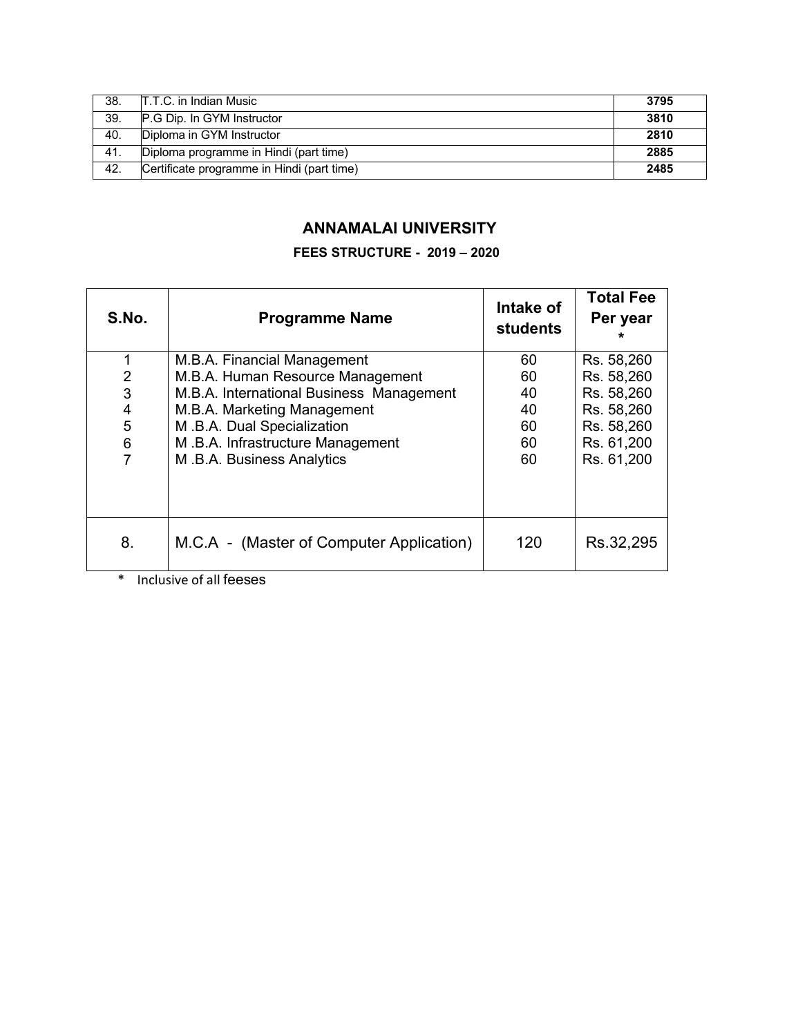| | | |
|---|---|---|
| 38. | T.T.C. in Indian Music | **3795** |
| 39. | P.G Dip. In GYM Instructor | **3810** |
| 40. | Diploma in GYM Instructor | **2810** |
| 41. | Diploma programme in Hindi (part time) | **2885** |
| 42. | Certificate programme in Hindi (part time) | **2485** |

## ANNAMALAI UNIVERSITY

### FEES STRUCTURE - 2019 – 2020

| S.No. | Programme Name | Intake of students | Total Fee Per year * |
|---|---|---|---|
| 1 | M.B.A. Financial Management | 60 | Rs. 58,260 |
| 2 | M.B.A. Human Resource Management | 60 | Rs. 58,260 |
| 3 | M.B.A. International Business Management | 40 | Rs. 58,260 |
| 4 | M.B.A. Marketing Management | 40 | Rs. 58,260 |
| 5 | M .B.A. Dual Specialization | 60 | Rs. 58,260 |
| 6 | M .B.A. Infrastructure Management | 60 | Rs. 61,200 |
| 7 | M .B.A. Business Analytics | 60 | Rs. 61,200 |
| 8. | M.C.A - (Master of Computer Application) | 120 | Rs.32,295 |

\* Inclusive of all feeses